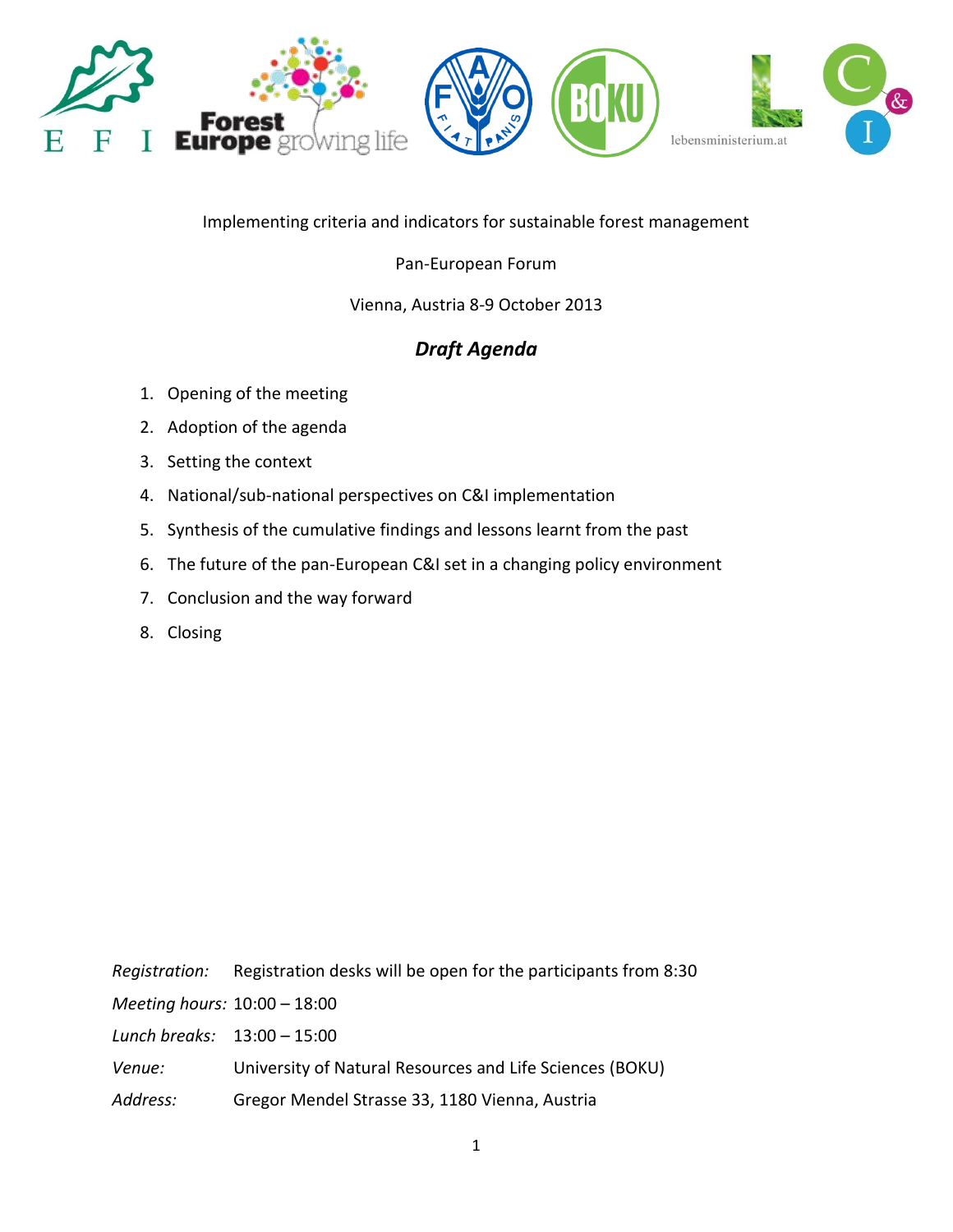Implementing criteria and indicators for sustainable forest management

Pan-European Forum

Vienna, Austria 8-9 October 2013

## *Draft Agenda*

1. Opening of the meeting
2. Adoption of the agenda
3. Setting the context
4. National/sub-national perspectives on C&I implementation
5. Synthesis of the cumulative findings and lessons learnt from the past
6. The future of the pan-European C&I set in a changing policy environment
7. Conclusion and the way forward
8. Closing

*Registration:* Registration desks will be open for the participants from 8:30

*Meeting hours:* 10:00 – 18:00

*Lunch breaks:* 13:00 – 15:00

*Venue:* University of Natural Resources and Life Sciences (BOKU)

*Address:* Gregor Mendel Strasse 33, 1180 Vienna, Austria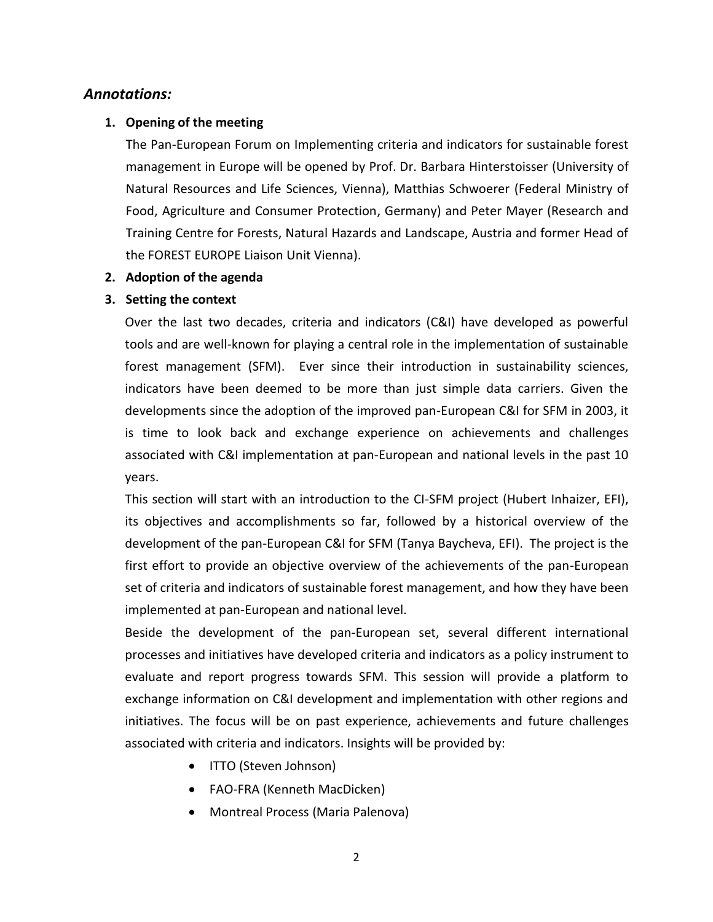## *Annotations:*

1. **Opening of the meeting**

   The Pan-European Forum on Implementing criteria and indicators for sustainable forest management in Europe will be opened by Prof. Dr. Barbara Hinterstoisser (University of Natural Resources and Life Sciences, Vienna), Matthias Schwoerer (Federal Ministry of Food, Agriculture and Consumer Protection, Germany) and Peter Mayer (Research and Training Centre for Forests, Natural Hazards and Landscape, Austria and former Head of the FOREST EUROPE Liaison Unit Vienna).

2. **Adoption of the agenda**

3. **Setting the context**

   Over the last two decades, criteria and indicators (C&I) have developed as powerful tools and are well-known for playing a central role in the implementation of sustainable forest management (SFM). Ever since their introduction in sustainability sciences, indicators have been deemed to be more than just simple data carriers. Given the developments since the adoption of the improved pan-European C&I for SFM in 2003, it is time to look back and exchange experience on achievements and challenges associated with C&I implementation at pan-European and national levels in the past 10 years.

   This section will start with an introduction to the CI-SFM project (Hubert Inhaizer, EFI), its objectives and accomplishments so far, followed by a historical overview of the development of the pan-European C&I for SFM (Tanya Baycheva, EFI). The project is the first effort to provide an objective overview of the achievements of the pan-European set of criteria and indicators of sustainable forest management, and how they have been implemented at pan-European and national level.

   Beside the development of the pan-European set, several different international processes and initiatives have developed criteria and indicators as a policy instrument to evaluate and report progress towards SFM. This session will provide a platform to exchange information on C&I development and implementation with other regions and initiatives. The focus will be on past experience, achievements and future challenges associated with criteria and indicators. Insights will be provided by:

   - ITTO (Steven Johnson)
   - FAO-FRA (Kenneth MacDicken)
   - Montreal Process (Maria Palenova)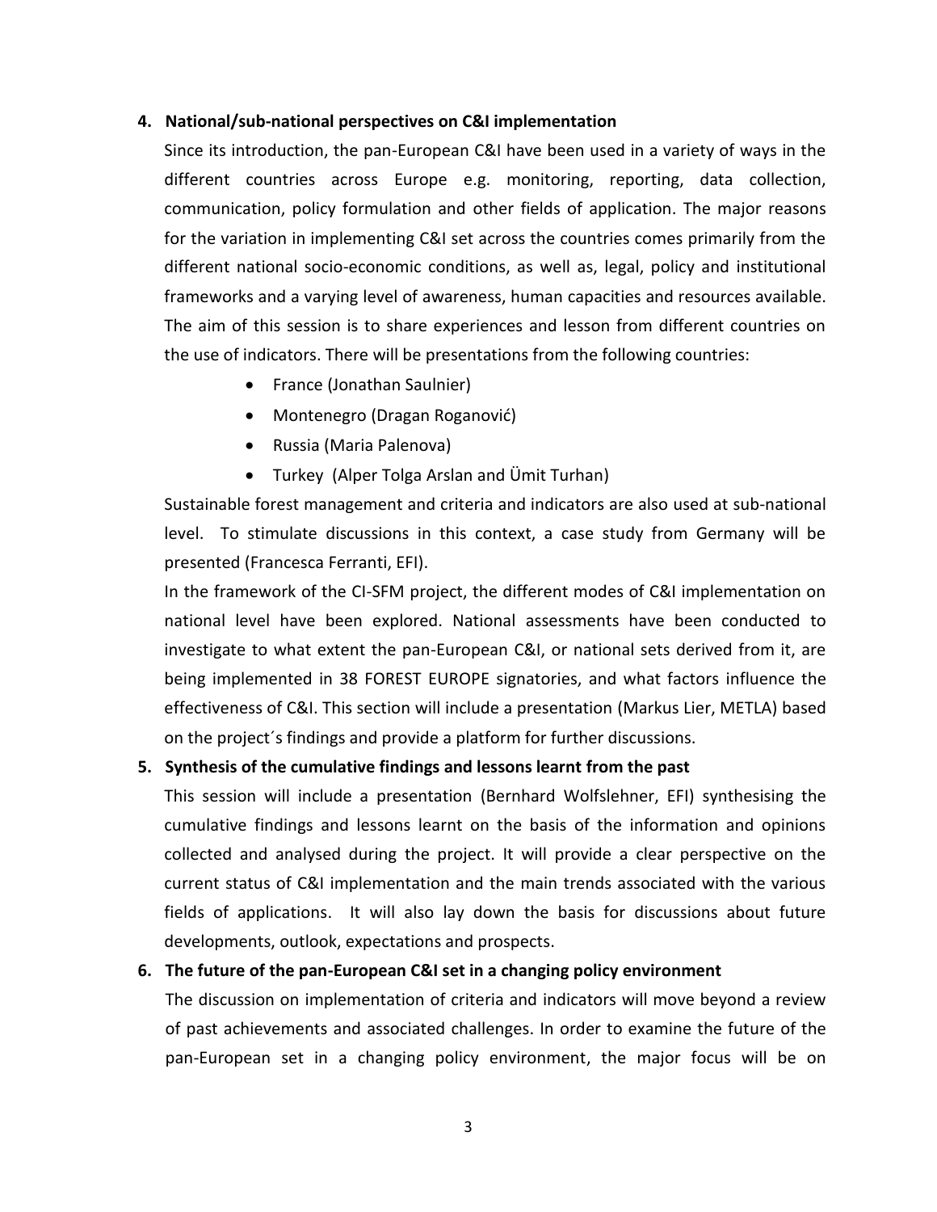4. **National/sub-national perspectives on C&I implementation**

   Since its introduction, the pan-European C&I have been used in a variety of ways in the different countries across Europe e.g. monitoring, reporting, data collection, communication, policy formulation and other fields of application. The major reasons for the variation in implementing C&I set across the countries comes primarily from the different national socio-economic conditions, as well as, legal, policy and institutional frameworks and a varying level of awareness, human capacities and resources available. The aim of this session is to share experiences and lesson from different countries on the use of indicators. There will be presentations from the following countries:

   - France (Jonathan Saulnier)
   - Montenegro (Dragan Roganović)
   - Russia (Maria Palenova)
   - Turkey (Alper Tolga Arslan and Ümit Turhan)

   Sustainable forest management and criteria and indicators are also used at sub-national level. To stimulate discussions in this context, a case study from Germany will be presented (Francesca Ferranti, EFI).

   In the framework of the CI-SFM project, the different modes of C&I implementation on national level have been explored. National assessments have been conducted to investigate to what extent the pan-European C&I, or national sets derived from it, are being implemented in 38 FOREST EUROPE signatories, and what factors influence the effectiveness of C&I. This section will include a presentation (Markus Lier, METLA) based on the project´s findings and provide a platform for further discussions.

5. **Synthesis of the cumulative findings and lessons learnt from the past**

   This session will include a presentation (Bernhard Wolfslehner, EFI) synthesising the cumulative findings and lessons learnt on the basis of the information and opinions collected and analysed during the project. It will provide a clear perspective on the current status of C&I implementation and the main trends associated with the various fields of applications. It will also lay down the basis for discussions about future developments, outlook, expectations and prospects.

6. **The future of the pan-European C&I set in a changing policy environment**

   The discussion on implementation of criteria and indicators will move beyond a review of past achievements and associated challenges. In order to examine the future of the pan-European set in a changing policy environment, the major focus will be on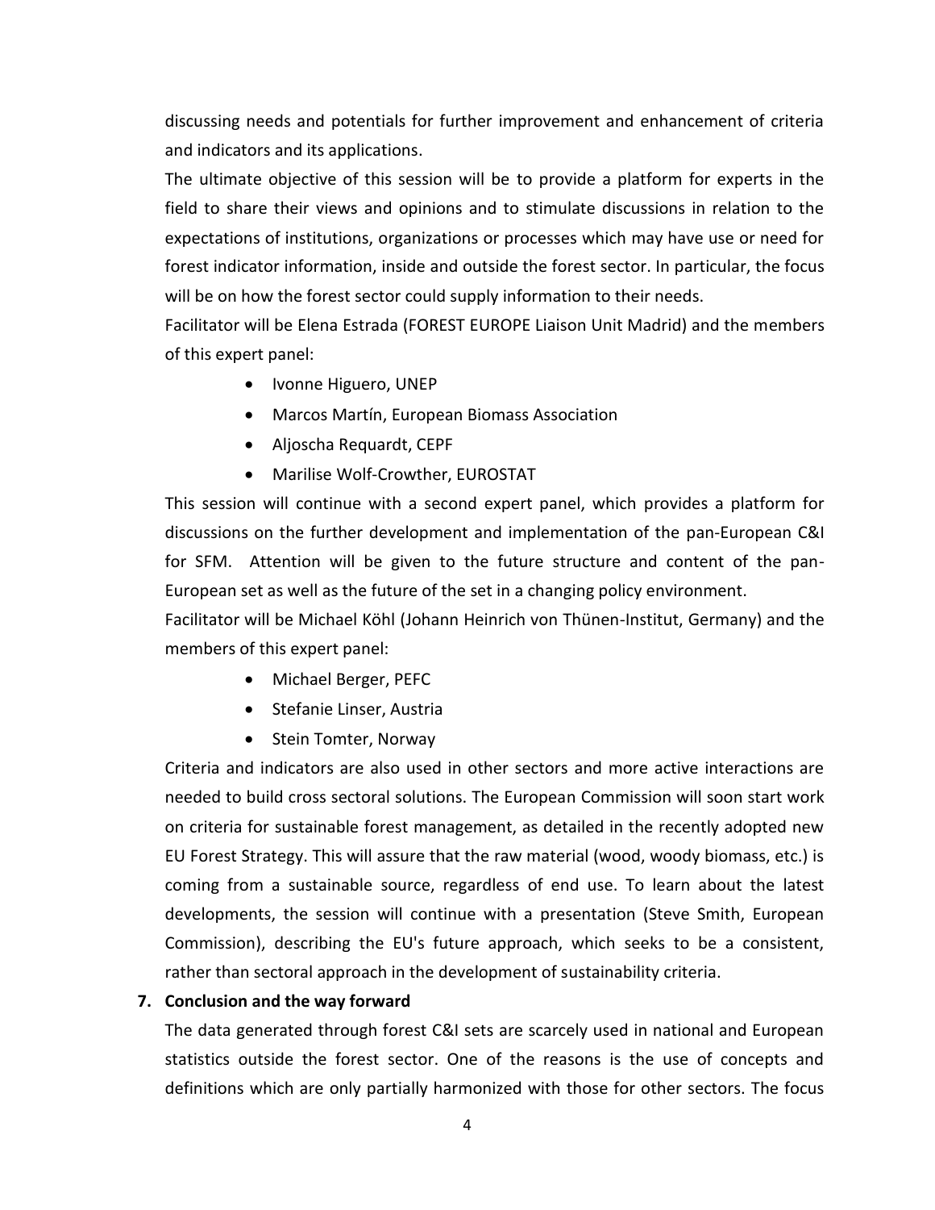discussing needs and potentials for further improvement and enhancement of criteria and indicators and its applications.

The ultimate objective of this session will be to provide a platform for experts in the field to share their views and opinions and to stimulate discussions in relation to the expectations of institutions, organizations or processes which may have use or need for forest indicator information, inside and outside the forest sector. In particular, the focus will be on how the forest sector could supply information to their needs.

Facilitator will be Elena Estrada (FOREST EUROPE Liaison Unit Madrid) and the members of this expert panel:

- Ivonne Higuero, UNEP
- Marcos Martín, European Biomass Association
- Aljoscha Requardt, CEPF
- Marilise Wolf-Crowther, EUROSTAT

This session will continue with a second expert panel, which provides a platform for discussions on the further development and implementation of the pan-European C&I for SFM. Attention will be given to the future structure and content of the pan-European set as well as the future of the set in a changing policy environment.

Facilitator will be Michael Köhl (Johann Heinrich von Thünen-Institut, Germany) and the members of this expert panel:

- Michael Berger, PEFC
- Stefanie Linser, Austria
- Stein Tomter, Norway

Criteria and indicators are also used in other sectors and more active interactions are needed to build cross sectoral solutions. The European Commission will soon start work on criteria for sustainable forest management, as detailed in the recently adopted new EU Forest Strategy. This will assure that the raw material (wood, woody biomass, etc.) is coming from a sustainable source, regardless of end use. To learn about the latest developments, the session will continue with a presentation (Steve Smith, European Commission), describing the EU's future approach, which seeks to be a consistent, rather than sectoral approach in the development of sustainability criteria.

**7. Conclusion and the way forward**

The data generated through forest C&I sets are scarcely used in national and European statistics outside the forest sector. One of the reasons is the use of concepts and definitions which are only partially harmonized with those for other sectors. The focus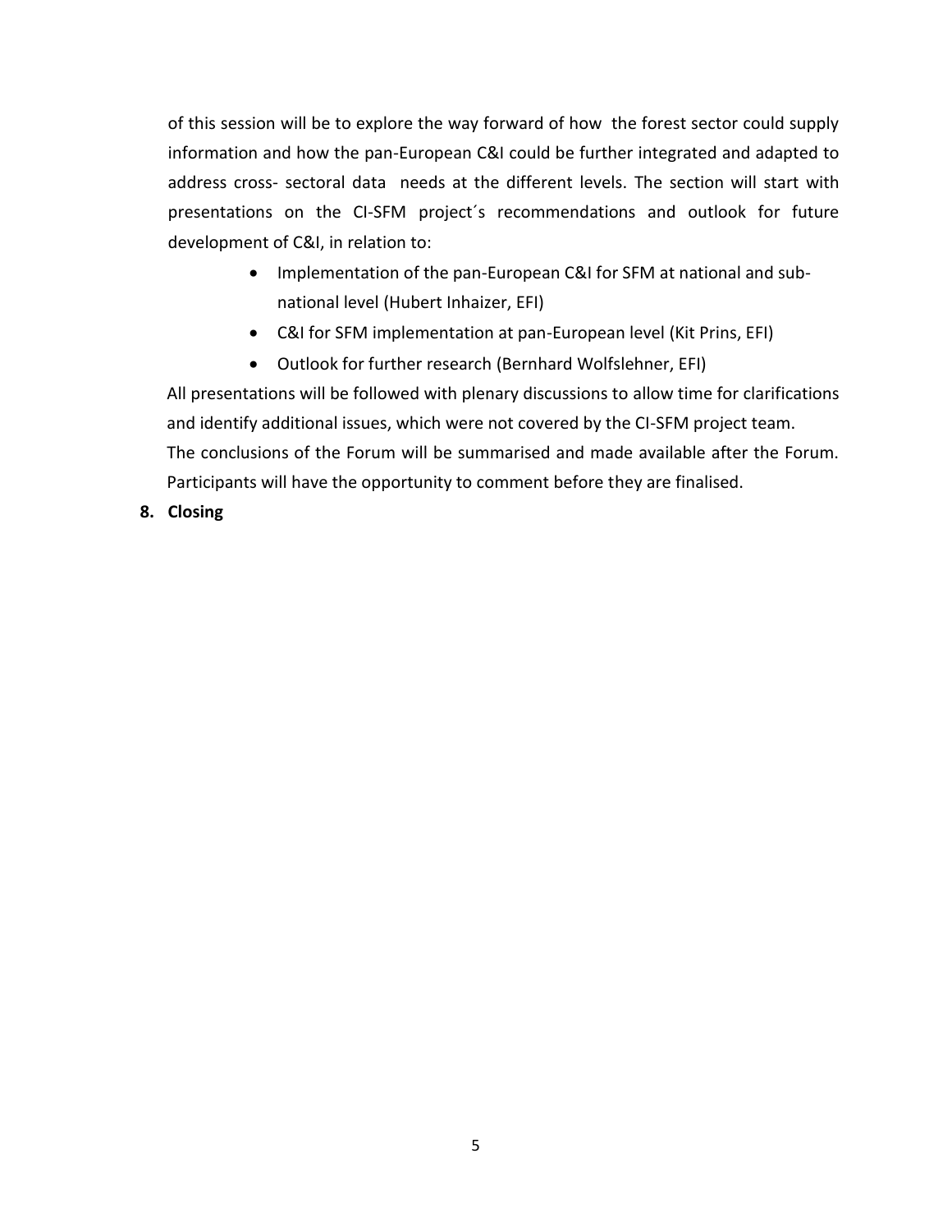of this session will be to explore the way forward of how the forest sector could supply information and how the pan-European C&I could be further integrated and adapted to address cross- sectoral data needs at the different levels. The section will start with presentations on the CI-SFM project´s recommendations and outlook for future development of C&I, in relation to:

- Implementation of the pan-European C&I for SFM at national and sub-national level (Hubert Inhaizer, EFI)
- C&I for SFM implementation at pan-European level (Kit Prins, EFI)
- Outlook for further research (Bernhard Wolfslehner, EFI)

All presentations will be followed with plenary discussions to allow time for clarifications and identify additional issues, which were not covered by the CI-SFM project team.

The conclusions of the Forum will be summarised and made available after the Forum. Participants will have the opportunity to comment before they are finalised.

**8. Closing**